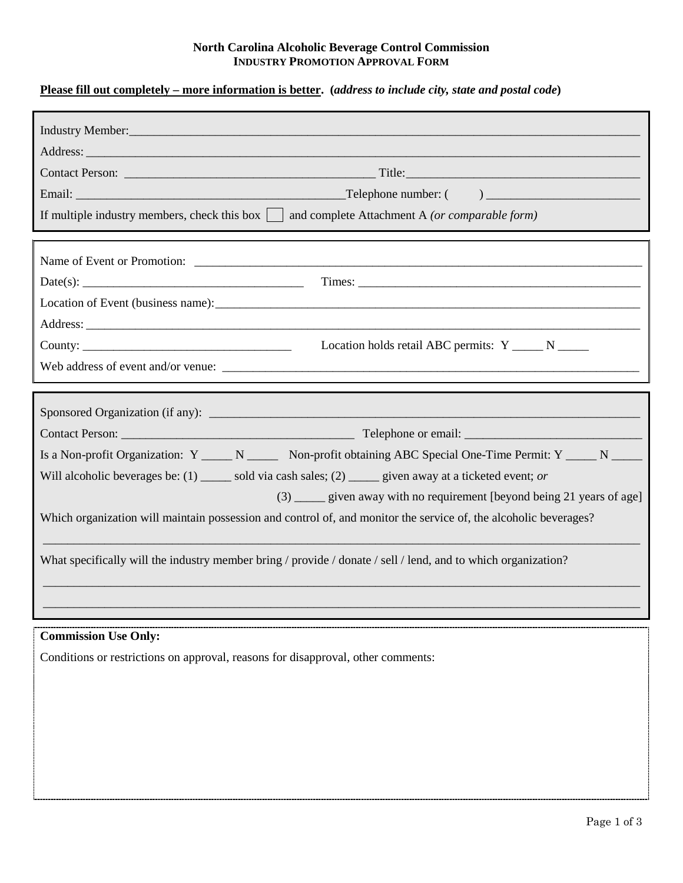**North Carolina Alcoholic Beverage Control Commission**
**INDUSTRY PROMOTION APPROVAL FORM**

**Please fill out completely – more information is better. (*address to include city, state and postal code*)**

Industry Member:______________________________________________________________________________

Address: _____________________________________________________________________________________

Contact Person: ________________________________________ Title:_____________________________________

Email: __________________________________________Telephone number: (     ) ________________________

If multiple industry members, check this box ☐ and complete Attachment A *(or comparable form)*

---

Name of Event or Promotion: _____________________________________________________________________

Date(s): ___________________________________ Times: _____________________________________________

Location of Event (business name):_________________________________________________________________

Address: _____________________________________________________________________________________

County: _________________________________ Location holds retail ABC permits: Y _____ N _____

Web address of event and/or venue: _______________________________________________________________

---

Sponsored Organization (if any): __________________________________________________________________

Contact Person: _____________________________________ Telephone or email: ___________________________

Is a Non-profit Organization: Y _____ N _____ Non-profit obtaining ABC Special One-Time Permit: Y _____ N _____

Will alcoholic beverages be: (1) _____ sold via cash sales; (2) _____ given away at a ticketed event; *or*

(3) _____ given away with no requirement [beyond being 21 years of age]

Which organization will maintain possession and control of, and monitor the service of, the alcoholic beverages?

______________________________________________________________________________________________

What specifically will the industry member bring / provide / donate / sell / lend, and to which organization?

______________________________________________________________________________________________

______________________________________________________________________________________________

---

**Commission Use Only:**

Conditions or restrictions on approval, reasons for disapproval, other comments: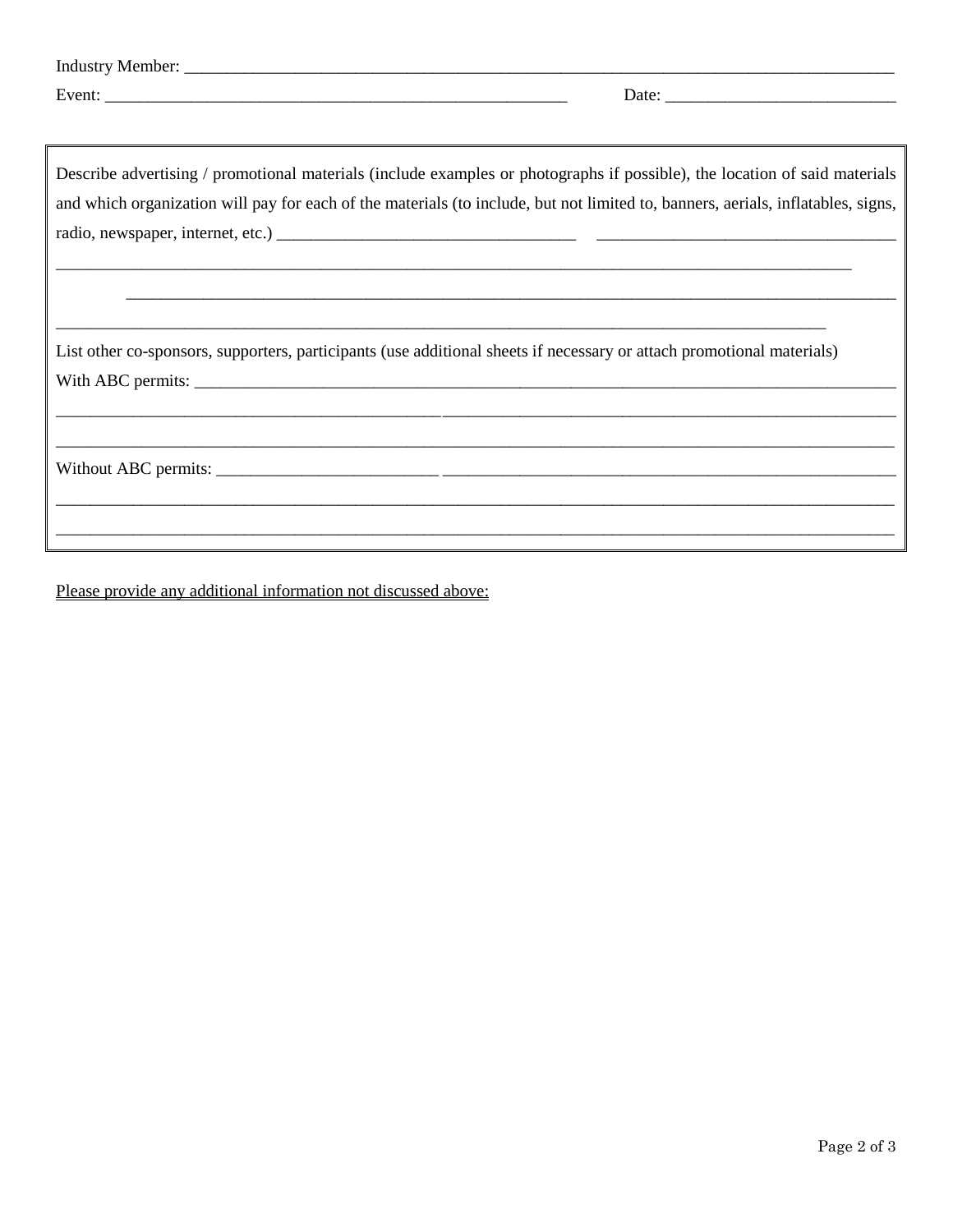Industry Member: ______________________________________________________________________________

Event: _______________________________________________________ Date: ___________________________

Describe advertising / promotional materials (include examples or photographs if possible), the location of said materials and which organization will pay for each of the materials (to include, but not limited to, banners, aerials, inflatables, signs, radio, newspaper, internet, etc.) __________________________________ __________________________________

______________________________________________________________________________________________

______________________________________________________________________________________________

______________________________________________________________________________________________

List other co-sponsors, supporters, participants (use additional sheets if necessary or attach promotional materials)

With ABC permits: _____________________________________________________________________________

______________________________________________________________________________________________

______________________________________________________________________________________________

Without ABC permits: __________________________ _____________________________________________________

______________________________________________________________________________________________

______________________________________________________________________________________________

<u>Please provide any additional information not discussed above:</u>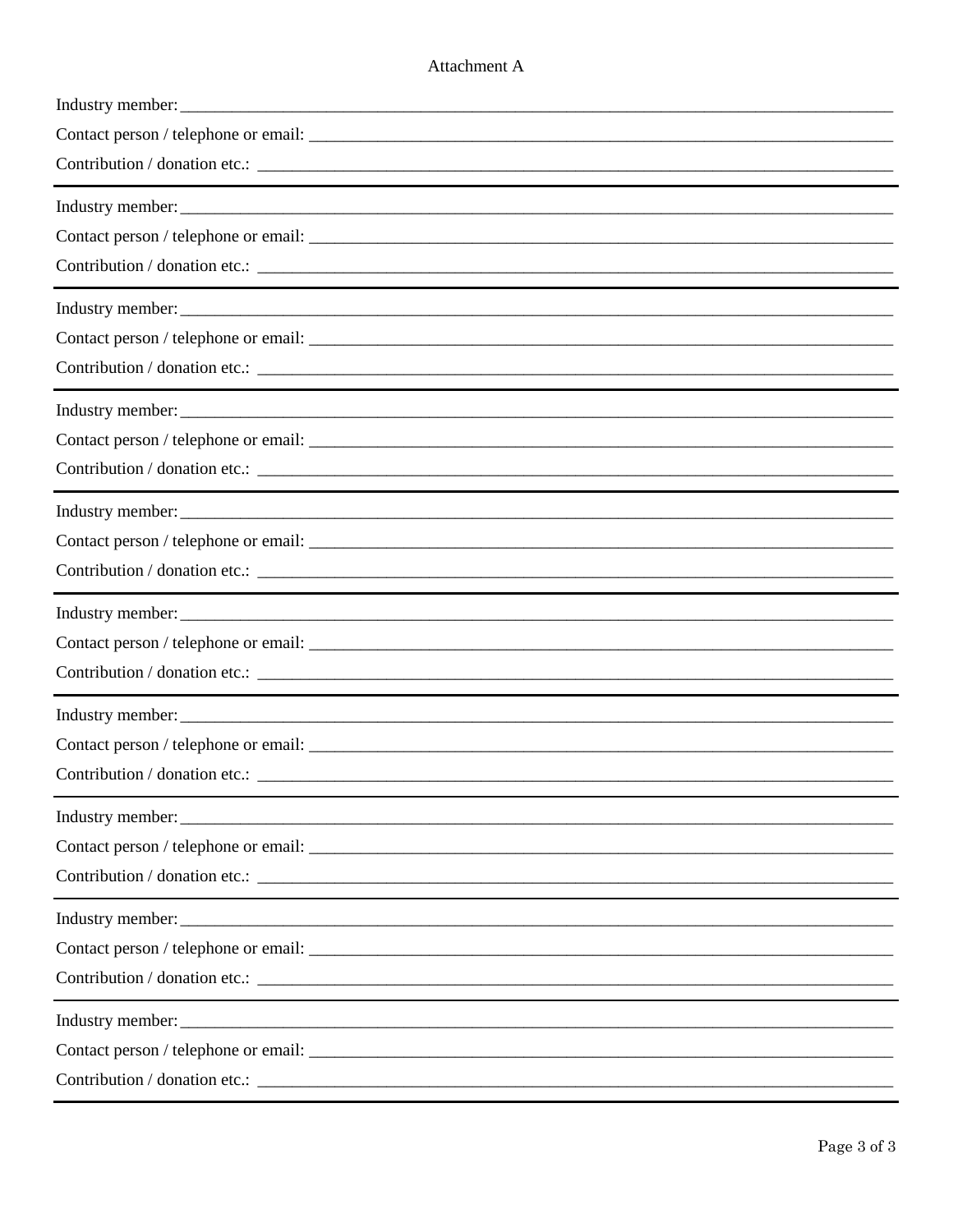Attachment A

Industry member: ____________________________________________________________________________

Contact person / telephone or email: ____________________________________________________________

Contribution / donation etc.: _________________________________________________________________

---

Industry member: ____________________________________________________________________________

Contact person / telephone or email: ____________________________________________________________

Contribution / donation etc.: _________________________________________________________________

---

Industry member: ____________________________________________________________________________

Contact person / telephone or email: ____________________________________________________________

Contribution / donation etc.: _________________________________________________________________

---

Industry member: ____________________________________________________________________________

Contact person / telephone or email: ____________________________________________________________

Contribution / donation etc.: _________________________________________________________________

---

Industry member: ____________________________________________________________________________

Contact person / telephone or email: ____________________________________________________________

Contribution / donation etc.: _________________________________________________________________

---

Industry member: ____________________________________________________________________________

Contact person / telephone or email: ____________________________________________________________

Contribution / donation etc.: _________________________________________________________________

---

Industry member: ____________________________________________________________________________

Contact person / telephone or email: ____________________________________________________________

Contribution / donation etc.: _________________________________________________________________

---

Industry member: ____________________________________________________________________________

Contact person / telephone or email: ____________________________________________________________

Contribution / donation etc.: _________________________________________________________________

---

Industry member: ____________________________________________________________________________

Contact person / telephone or email: ____________________________________________________________

Contribution / donation etc.: _________________________________________________________________

---

Industry member: ____________________________________________________________________________

Contact person / telephone or email: ____________________________________________________________

Contribution / donation etc.: _________________________________________________________________

---